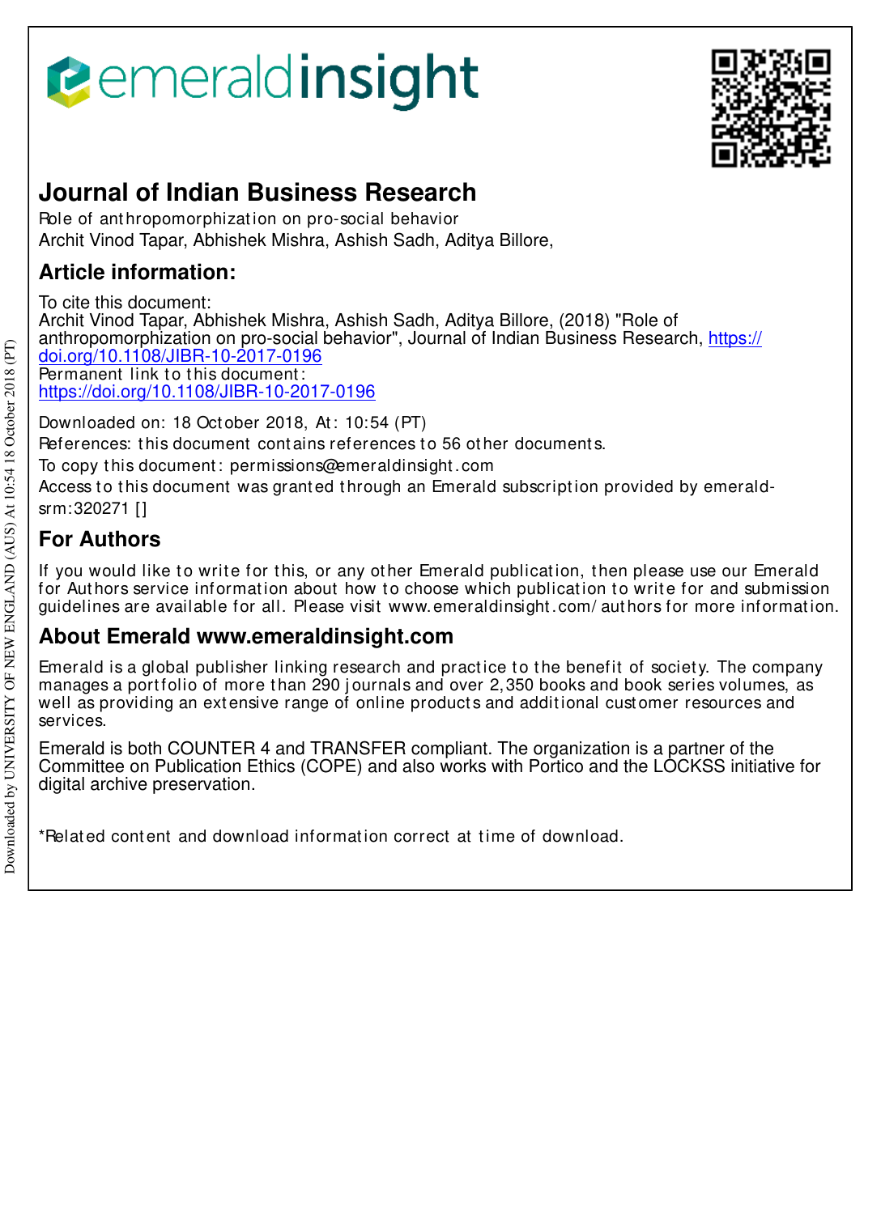# Journal of Indian Business Research

Role of anthropomorphization on pro-social behavior

Archit Vinod Tapar, Abhishek Mishra, Ashish Sadh, Aditya Billore,

## Article information:

To cite this document:
Archit Vinod Tapar, Abhishek Mishra, Ashish Sadh, Aditya Billore, (2018) "Role of anthropomorphization on pro-social behavior", Journal of Indian Business Research, https://doi.org/10.1108/JIBR-10-2017-0196

Permanent link to this document:
https://doi.org/10.1108/JIBR-10-2017-0196

Downloaded on: 18 October 2018, At: 10:54 (PT)

References: this document contains references to 56 other documents.

To copy this document: permissions@emeraldinsight.com

Access to this document was granted through an Emerald subscription provided by emerald-srm:320271 []

## For Authors

If you would like to write for this, or any other Emerald publication, then please use our Emerald for Authors service information about how to choose which publication to write for and submission guidelines are available for all. Please visit www.emeraldinsight.com/authors for more information.

## About Emerald www.emeraldinsight.com

Emerald is a global publisher linking research and practice to the benefit of society. The company manages a portfolio of more than 290 journals and over 2,350 books and book series volumes, as well as providing an extensive range of online products and additional customer resources and services.

Emerald is both COUNTER 4 and TRANSFER compliant. The organization is a partner of the Committee on Publication Ethics (COPE) and also works with Portico and the LOCKSS initiative for digital archive preservation.

*Related content and download information correct at time of download.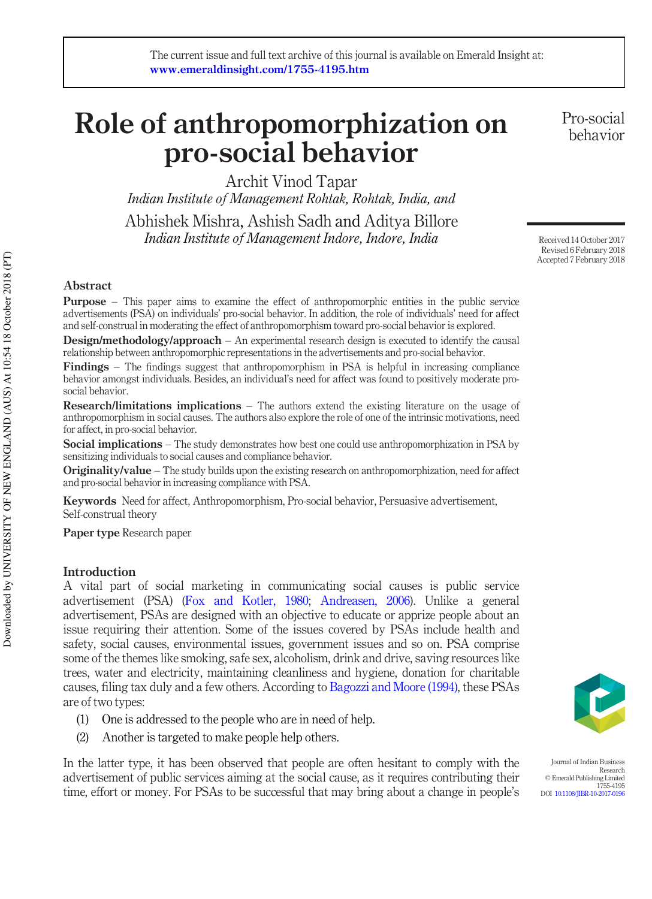# Role of anthropomorphization on pro-social behavior

Archit Vinod Tapar
*Indian Institute of Management Rohtak, Rohtak, India, and*

Abhishek Mishra, Ashish Sadh and Aditya Billore
*Indian Institute of Management Indore, Indore, India*

Received 14 October 2017
Revised 6 February 2018
Accepted 7 February 2018

## Abstract

**Purpose** – This paper aims to examine the effect of anthropomorphic entities in the public service advertisements (PSA) on individuals' pro-social behavior. In addition, the role of individuals' need for affect and self-construal in moderating the effect of anthropomorphism toward pro-social behavior is explored.

**Design/methodology/approach** – An experimental research design is executed to identify the causal relationship between anthropomorphic representations in the advertisements and pro-social behavior.

**Findings** – The findings suggest that anthropomorphism in PSA is helpful in increasing compliance behavior amongst individuals. Besides, an individual's need for affect was found to positively moderate pro-social behavior.

**Research/limitations implications** – The authors extend the existing literature on the usage of anthropomorphism in social causes. The authors also explore the role of one of the intrinsic motivations, need for affect, in pro-social behavior.

**Social implications** – The study demonstrates how best one could use anthropomorphization in PSA by sensitizing individuals to social causes and compliance behavior.

**Originality/value** – The study builds upon the existing research on anthropomorphization, need for affect and pro-social behavior in increasing compliance with PSA.

**Keywords** Need for affect, Anthropomorphism, Pro-social behavior, Persuasive advertisement, Self-construal theory

**Paper type** Research paper

## Introduction

A vital part of social marketing in communicating social causes is public service advertisement (PSA) (Fox and Kotler, 1980; Andreasen, 2006). Unlike a general advertisement, PSAs are designed with an objective to educate or apprize people about an issue requiring their attention. Some of the issues covered by PSAs include health and safety, social causes, environmental issues, government issues and so on. PSA comprise some of the themes like smoking, safe sex, alcoholism, drink and drive, saving resources like trees, water and electricity, maintaining cleanliness and hygiene, donation for charitable causes, filing tax duly and a few others. According to Bagozzi and Moore (1994), these PSAs are of two types:

1. One is addressed to the people who are in need of help.
2. Another is targeted to make people help others.

In the latter type, it has been observed that people are often hesitant to comply with the advertisement of public services aiming at the social cause, as it requires contributing their time, effort or money. For PSAs to be successful that may bring about a change in people's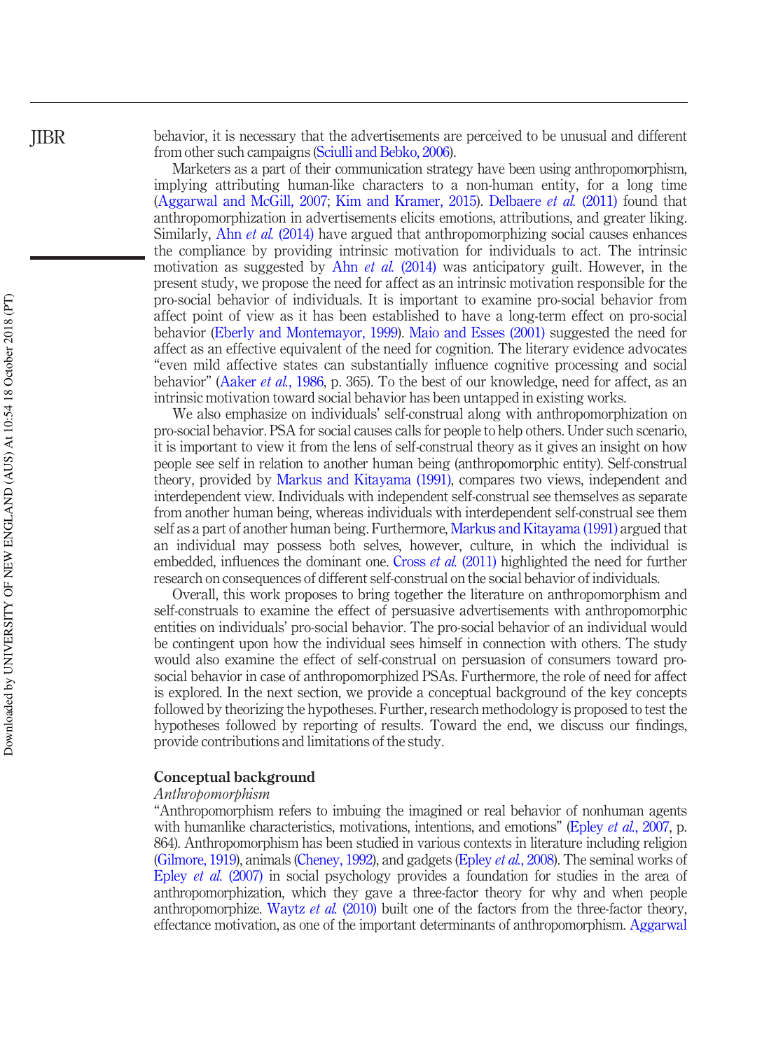behavior, it is necessary that the advertisements are perceived to be unusual and different from other such campaigns (Sciulli and Bebko, 2006).

Marketers as a part of their communication strategy have been using anthropomorphism, implying attributing human-like characters to a non-human entity, for a long time (Aggarwal and McGill, 2007; Kim and Kramer, 2015). Delbaere *et al.* (2011) found that anthropomorphization in advertisements elicits emotions, attributions, and greater liking. Similarly, Ahn *et al.* (2014) have argued that anthropomorphizing social causes enhances the compliance by providing intrinsic motivation for individuals to act. The intrinsic motivation as suggested by Ahn *et al.* (2014) was anticipatory guilt. However, in the present study, we propose the need for affect as an intrinsic motivation responsible for the pro-social behavior of individuals. It is important to examine pro-social behavior from affect point of view as it has been established to have a long-term effect on pro-social behavior (Eberly and Montemayor, 1999). Maio and Esses (2001) suggested the need for affect as an effective equivalent of the need for cognition. The literary evidence advocates "even mild affective states can substantially influence cognitive processing and social behavior" (Aaker *et al.*, 1986, p. 365). To the best of our knowledge, need for affect, as an intrinsic motivation toward social behavior has been untapped in existing works.

We also emphasize on individuals' self-construal along with anthropomorphization on pro-social behavior. PSA for social causes calls for people to help others. Under such scenario, it is important to view it from the lens of self-construal theory as it gives an insight on how people see self in relation to another human being (anthropomorphic entity). Self-construal theory, provided by Markus and Kitayama (1991), compares two views, independent and interdependent view. Individuals with independent self-construal see themselves as separate from another human being, whereas individuals with interdependent self-construal see them self as a part of another human being. Furthermore, Markus and Kitayama (1991) argued that an individual may possess both selves, however, culture, in which the individual is embedded, influences the dominant one. Cross *et al.* (2011) highlighted the need for further research on consequences of different self-construal on the social behavior of individuals.

Overall, this work proposes to bring together the literature on anthropomorphism and self-construals to examine the effect of persuasive advertisements with anthropomorphic entities on individuals' pro-social behavior. The pro-social behavior of an individual would be contingent upon how the individual sees himself in connection with others. The study would also examine the effect of self-construal on persuasion of consumers toward pro-social behavior in case of anthropomorphized PSAs. Furthermore, the role of need for affect is explored. In the next section, we provide a conceptual background of the key concepts followed by theorizing the hypotheses. Further, research methodology is proposed to test the hypotheses followed by reporting of results. Toward the end, we discuss our findings, provide contributions and limitations of the study.

## Conceptual background

### *Anthropomorphism*

"Anthropomorphism refers to imbuing the imagined or real behavior of nonhuman agents with humanlike characteristics, motivations, intentions, and emotions" (Epley *et al.*, 2007, p. 864). Anthropomorphism has been studied in various contexts in literature including religion (Gilmore, 1919), animals (Cheney, 1992), and gadgets (Epley *et al.*, 2008). The seminal works of Epley *et al.* (2007) in social psychology provides a foundation for studies in the area of anthropomorphization, which they gave a three-factor theory for why and when people anthropomorphize. Waytz *et al.* (2010) built one of the factors from the three-factor theory, effectance motivation, as one of the important determinants of anthropomorphism. Aggarwal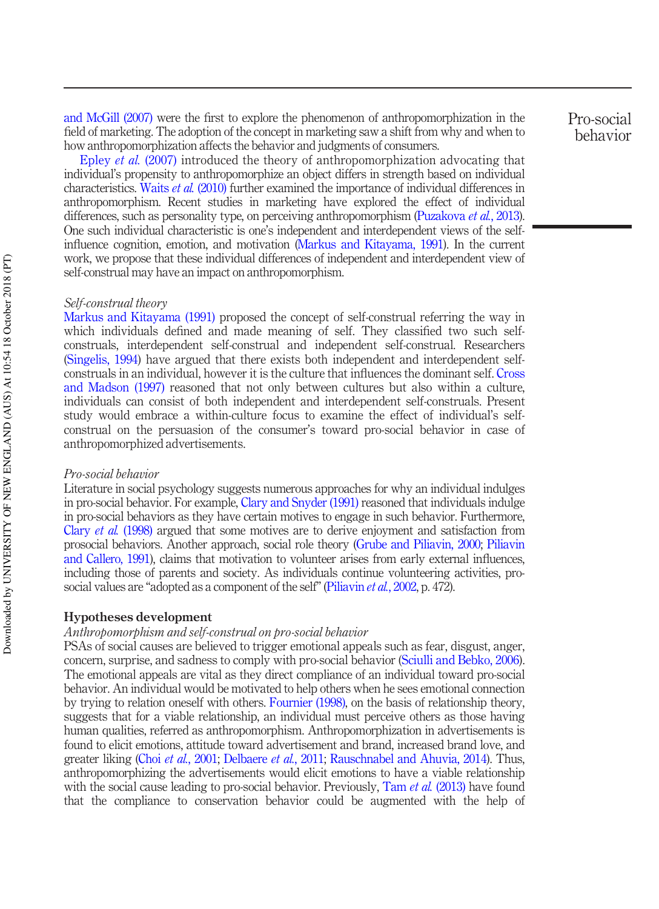and McGill (2007) were the first to explore the phenomenon of anthropomorphization in the field of marketing. The adoption of the concept in marketing saw a shift from why and when to how anthropomorphization affects the behavior and judgments of consumers.

Epley *et al.* (2007) introduced the theory of anthropomorphization advocating that individual's propensity to anthropomorphize an object differs in strength based on individual characteristics. Waits *et al.* (2010) further examined the importance of individual differences in anthropomorphism. Recent studies in marketing have explored the effect of individual differences, such as personality type, on perceiving anthropomorphism (Puzakova *et al.*, 2013). One such individual characteristic is one's independent and interdependent views of the self-influence cognition, emotion, and motivation (Markus and Kitayama, 1991). In the current work, we propose that these individual differences of independent and interdependent view of self-construal may have an impact on anthropomorphism.

*Self-construal theory*

Markus and Kitayama (1991) proposed the concept of self-construal referring the way in which individuals defined and made meaning of self. They classified two such self-construals, interdependent self-construal and independent self-construal. Researchers (Singelis, 1994) have argued that there exists both independent and interdependent self-construals in an individual, however it is the culture that influences the dominant self. Cross and Madson (1997) reasoned that not only between cultures but also within a culture, individuals can consist of both independent and interdependent self-construals. Present study would embrace a within-culture focus to examine the effect of individual's self-construal on the persuasion of the consumer's toward pro-social behavior in case of anthropomorphized advertisements.

*Pro-social behavior*

Literature in social psychology suggests numerous approaches for why an individual indulges in pro-social behavior. For example, Clary and Snyder (1991) reasoned that individuals indulge in pro-social behaviors as they have certain motives to engage in such behavior. Furthermore, Clary *et al.* (1998) argued that some motives are to derive enjoyment and satisfaction from prosocial behaviors. Another approach, social role theory (Grube and Piliavin, 2000; Piliavin and Callero, 1991), claims that motivation to volunteer arises from early external influences, including those of parents and society. As individuals continue volunteering activities, pro-social values are "adopted as a component of the self" (Piliavin *et al.*, 2002, p. 472).

## Hypotheses development

*Anthropomorphism and self-construal on pro-social behavior*

PSAs of social causes are believed to trigger emotional appeals such as fear, disgust, anger, concern, surprise, and sadness to comply with pro-social behavior (Sciulli and Bebko, 2006). The emotional appeals are vital as they direct compliance of an individual toward pro-social behavior. An individual would be motivated to help others when he sees emotional connection by trying to relation oneself with others. Fournier (1998), on the basis of relationship theory, suggests that for a viable relationship, an individual must perceive others as those having human qualities, referred as anthropomorphism. Anthropomorphization in advertisements is found to elicit emotions, attitude toward advertisement and brand, increased brand love, and greater liking (Choi *et al.*, 2001; Delbaere *et al.*, 2011; Rauschnabel and Ahuvia, 2014). Thus, anthropomorphizing the advertisements would elicit emotions to have a viable relationship with the social cause leading to pro-social behavior. Previously, Tam *et al.* (2013) have found that the compliance to conservation behavior could be augmented with the help of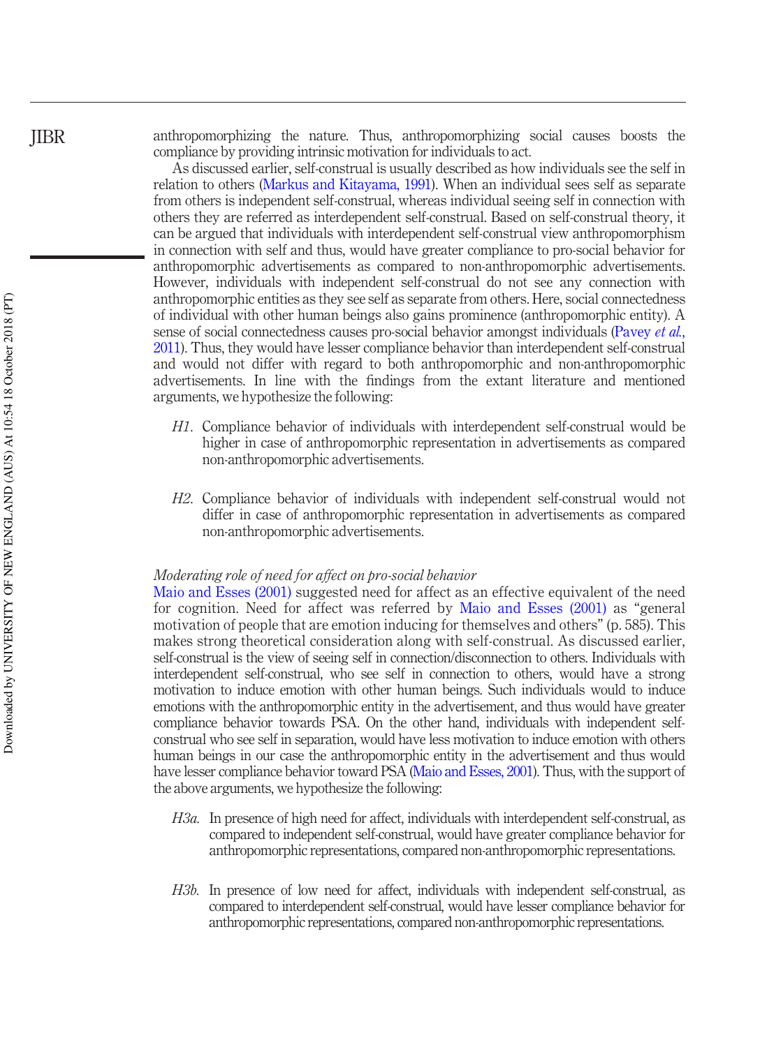anthropomorphizing the nature. Thus, anthropomorphizing social causes boosts the compliance by providing intrinsic motivation for individuals to act.

As discussed earlier, self-construal is usually described as how individuals see the self in relation to others (Markus and Kitayama, 1991). When an individual sees self as separate from others is independent self-construal, whereas individual seeing self in connection with others they are referred as interdependent self-construal. Based on self-construal theory, it can be argued that individuals with interdependent self-construal view anthropomorphism in connection with self and thus, would have greater compliance to pro-social behavior for anthropomorphic advertisements as compared to non-anthropomorphic advertisements. However, individuals with independent self-construal do not see any connection with anthropomorphic entities as they see self as separate from others. Here, social connectedness of individual with other human beings also gains prominence (anthropomorphic entity). A sense of social connectedness causes pro-social behavior amongst individuals (Pavey *et al.*, 2011). Thus, they would have lesser compliance behavior than interdependent self-construal and would not differ with regard to both anthropomorphic and non-anthropomorphic advertisements. In line with the findings from the extant literature and mentioned arguments, we hypothesize the following:

> *H1*. Compliance behavior of individuals with interdependent self-construal would be higher in case of anthropomorphic representation in advertisements as compared non-anthropomorphic advertisements.

> *H2*. Compliance behavior of individuals with independent self-construal would not differ in case of anthropomorphic representation in advertisements as compared non-anthropomorphic advertisements.

### *Moderating role of need for affect on pro-social behavior*

Maio and Esses (2001) suggested need for affect as an effective equivalent of the need for cognition. Need for affect was referred by Maio and Esses (2001) as "general motivation of people that are emotion inducing for themselves and others" (p. 585). This makes strong theoretical consideration along with self-construal. As discussed earlier, self-construal is the view of seeing self in connection/disconnection to others. Individuals with interdependent self-construal, who see self in connection to others, would have a strong motivation to induce emotion with other human beings. Such individuals would to induce emotions with the anthropomorphic entity in the advertisement, and thus would have greater compliance behavior towards PSA. On the other hand, individuals with independent self-construal who see self in separation, would have less motivation to induce emotion with others human beings in our case the anthropomorphic entity in the advertisement and thus would have lesser compliance behavior toward PSA (Maio and Esses, 2001). Thus, with the support of the above arguments, we hypothesize the following:

> *H3a*. In presence of high need for affect, individuals with interdependent self-construal, as compared to independent self-construal, would have greater compliance behavior for anthropomorphic representations, compared non-anthropomorphic representations.

> *H3b*. In presence of low need for affect, individuals with independent self-construal, as compared to interdependent self-construal, would have lesser compliance behavior for anthropomorphic representations, compared non-anthropomorphic representations.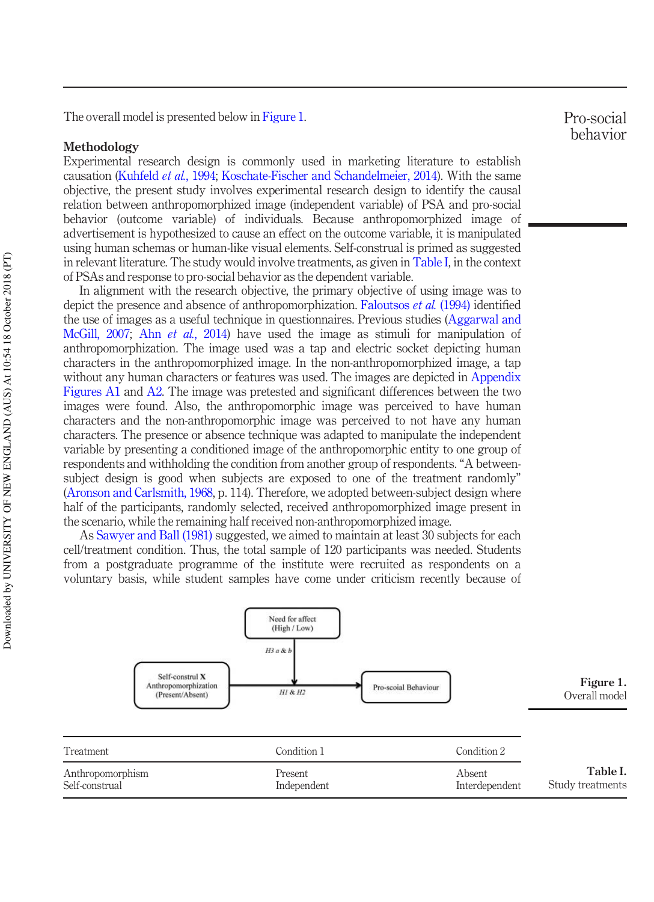The overall model is presented below in Figure 1.

## Methodology

Experimental research design is commonly used in marketing literature to establish causation (Kuhfeld *et al.*, 1994; Koschate-Fischer and Schandelmeier, 2014). With the same objective, the present study involves experimental research design to identify the causal relation between anthropomorphized image (independent variable) of PSA and pro-social behavior (outcome variable) of individuals. Because anthropomorphized image of advertisement is hypothesized to cause an effect on the outcome variable, it is manipulated using human schemas or human-like visual elements. Self-construal is primed as suggested in relevant literature. The study would involve treatments, as given in Table I, in the context of PSAs and response to pro-social behavior as the dependent variable.

In alignment with the research objective, the primary objective of using image was to depict the presence and absence of anthropomorphization. Faloutsos *et al.* (1994) identified the use of images as a useful technique in questionnaires. Previous studies (Aggarwal and McGill, 2007; Ahn *et al.*, 2014) have used the image as stimuli for manipulation of anthropomorphization. The image used was a tap and electric socket depicting human characters in the anthropomorphized image. In the non-anthropomorphized image, a tap without any human characters or features was used. The images are depicted in Appendix Figures A1 and A2. The image was pretested and significant differences between the two images were found. Also, the anthropomorphic image was perceived to have human characters and the non-anthropomorphic image was perceived to not have any human characters. The presence or absence technique was adapted to manipulate the independent variable by presenting a conditioned image of the anthropomorphic entity to one group of respondents and withholding the condition from another group of respondents. "A between-subject design is good when subjects are exposed to one of the treatment randomly" (Aronson and Carlsmith, 1968, p. 114). Therefore, we adopted between-subject design where half of the participants, randomly selected, received anthropomorphized image present in the scenario, while the remaining half received non-anthropomorphized image.

As Sawyer and Ball (1981) suggested, we aimed to maintain at least 30 subjects for each cell/treatment condition. Thus, the total sample of 120 participants was needed. Students from a postgraduate programme of the institute were recruited as respondents on a voluntary basis, while student samples have come under criticism recently because of

```
                 Need for affect
                  (High / Low)
                       |
                    H3 a & b
                       |
                       v
Self-construl X  -----------------> Pro-scoial Behaviour
Anthropomorphization   H1 & H2
(Present/Absent)
```

**Figure 1.** Overall model

**Table I.** Study treatments

| Treatment | Condition 1 | Condition 2 |
|---|---|---|
| Anthropomorphism | Present | Absent |
| Self-construal | Independent | Interdependent |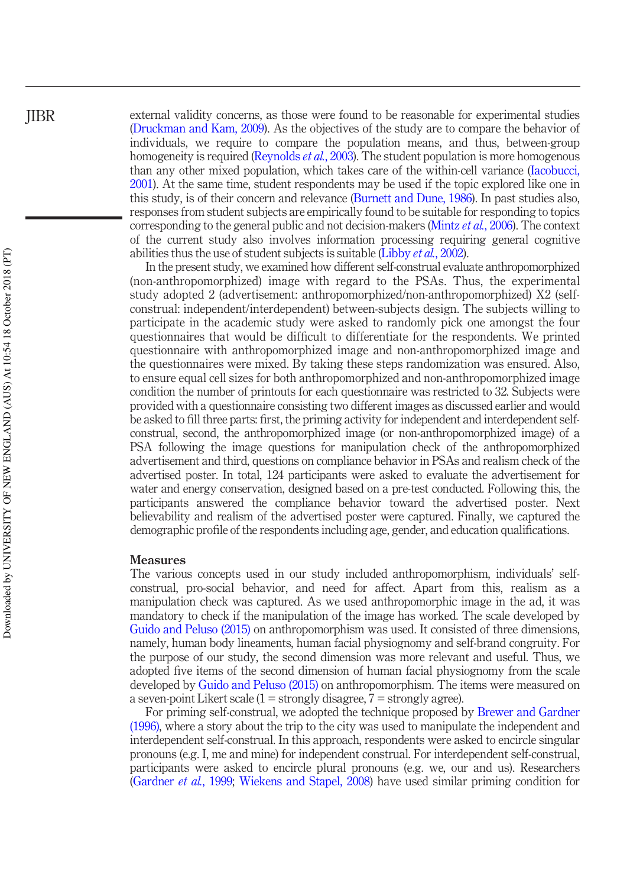external validity concerns, as those were found to be reasonable for experimental studies (Druckman and Kam, 2009). As the objectives of the study are to compare the behavior of individuals, we require to compare the population means, and thus, between-group homogeneity is required (Reynolds *et al.*, 2003). The student population is more homogenous than any other mixed population, which takes care of the within-cell variance (Iacobucci, 2001). At the same time, student respondents may be used if the topic explored like one in this study, is of their concern and relevance (Burnett and Dune, 1986). In past studies also, responses from student subjects are empirically found to be suitable for responding to topics corresponding to the general public and not decision-makers (Mintz *et al.*, 2006). The context of the current study also involves information processing requiring general cognitive abilities thus the use of student subjects is suitable (Libby *et al.*, 2002).

In the present study, we examined how different self-construal evaluate anthropomorphized (non-anthropomorphized) image with regard to the PSAs. Thus, the experimental study adopted 2 (advertisement: anthropomorphized/non-anthropomorphized) X2 (self-construal: independent/interdependent) between-subjects design. The subjects willing to participate in the academic study were asked to randomly pick one amongst the four questionnaires that would be difficult to differentiate for the respondents. We printed questionnaire with anthropomorphized image and non-anthropomorphized image and the questionnaires were mixed. By taking these steps randomization was ensured. Also, to ensure equal cell sizes for both anthropomorphized and non-anthropomorphized image condition the number of printouts for each questionnaire was restricted to 32. Subjects were provided with a questionnaire consisting two different images as discussed earlier and would be asked to fill three parts: first, the priming activity for independent and interdependent self-construal, second, the anthropomorphized image (or non-anthropomorphized image) of a PSA following the image questions for manipulation check of the anthropomorphized advertisement and third, questions on compliance behavior in PSAs and realism check of the advertised poster. In total, 124 participants were asked to evaluate the advertisement for water and energy conservation, designed based on a pre-test conducted. Following this, the participants answered the compliance behavior toward the advertised poster. Next believability and realism of the advertised poster were captured. Finally, we captured the demographic profile of the respondents including age, gender, and education qualifications.

## Measures

The various concepts used in our study included anthropomorphism, individuals' self-construal, pro-social behavior, and need for affect. Apart from this, realism as a manipulation check was captured. As we used anthropomorphic image in the ad, it was mandatory to check if the manipulation of the image has worked. The scale developed by Guido and Peluso (2015) on anthropomorphism was used. It consisted of three dimensions, namely, human body lineaments, human facial physiognomy and self-brand congruity. For the purpose of our study, the second dimension was more relevant and useful. Thus, we adopted five items of the second dimension of human facial physiognomy from the scale developed by Guido and Peluso (2015) on anthropomorphism. The items were measured on a seven-point Likert scale (1 = strongly disagree, 7 = strongly agree).

For priming self-construal, we adopted the technique proposed by Brewer and Gardner (1996), where a story about the trip to the city was used to manipulate the independent and interdependent self-construal. In this approach, respondents were asked to encircle singular pronouns (e.g. I, me and mine) for independent construal. For interdependent self-construal, participants were asked to encircle plural pronouns (e.g. we, our and us). Researchers (Gardner *et al.*, 1999; Wiekens and Stapel, 2008) have used similar priming condition for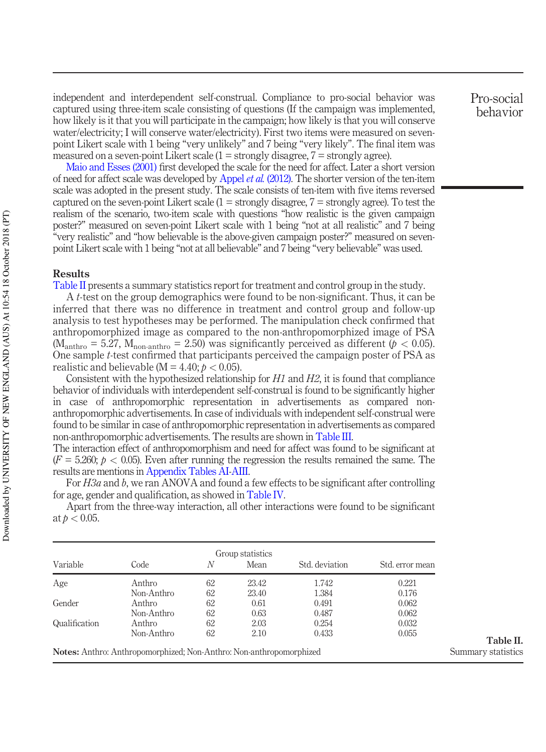independent and interdependent self-construal. Compliance to pro-social behavior was captured using three-item scale consisting of questions (If the campaign was implemented, how likely is it that you will participate in the campaign; how likely is that you will conserve water/electricity; I will conserve water/electricity). First two items were measured on seven-point Likert scale with 1 being "very unlikely" and 7 being "very likely". The final item was measured on a seven-point Likert scale (1 = strongly disagree, 7 = strongly agree).

Maio and Esses (2001) first developed the scale for the need for affect. Later a short version of need for affect scale was developed by Appel *et al.* (2012). The shorter version of the ten-item scale was adopted in the present study. The scale consists of ten-item with five items reversed captured on the seven-point Likert scale (1 = strongly disagree, 7 = strongly agree). To test the realism of the scenario, two-item scale with questions "how realistic is the given campaign poster?" measured on seven-point Likert scale with 1 being "not at all realistic" and 7 being "very realistic" and "how believable is the above-given campaign poster?" measured on seven-point Likert scale with 1 being "not at all believable" and 7 being "very believable" was used.

## Results

Table II presents a summary statistics report for treatment and control group in the study.

A *t*-test on the group demographics were found to be non-significant. Thus, it can be inferred that there was no difference in treatment and control group and follow-up analysis to test hypotheses may be performed. The manipulation check confirmed that anthropomorphized image as compared to the non-anthropomorphized image of PSA ($M_{anthro} = 5.27$, $M_{non\text{-}anthro} = 2.50$) was significantly perceived as different ($p < 0.05$). One sample *t*-test confirmed that participants perceived the campaign poster of PSA as realistic and believable ($M = 4.40$; $p < 0.05$).

Consistent with the hypothesized relationship for *H1* and *H2*, it is found that compliance behavior of individuals with interdependent self-construal is found to be significantly higher in case of anthropomorphic representation in advertisements as compared non-anthropomorphic advertisements. In case of individuals with independent self-construal were found to be similar in case of anthropomorphic representation in advertisements as compared non-anthropomorphic advertisements. The results are shown in Table III.

The interaction effect of anthropomorphism and need for affect was found to be significant at ($F = 5.260$; $p < 0.05$). Even after running the regression the results remained the same. The results are mentions in Appendix Tables AI-AIII.

For *H3a* and *b*, we ran ANOVA and found a few effects to be significant after controlling for age, gender and qualification, as showed in Table IV.

Apart from the three-way interaction, all other interactions were found to be significant at $p < 0.05$.

| Variable | Code | Group statistics | | | |
|---|---|---|---|---|---|
| | | *N* | Mean | Std. deviation | Std. error mean |
| Age | Anthro | 62 | 23.42 | 1.742 | 0.221 |
| | Non-Anthro | 62 | 23.40 | 1.384 | 0.176 |
| Gender | Anthro | 62 | 0.61 | 0.491 | 0.062 |
| | Non-Anthro | 62 | 0.63 | 0.487 | 0.062 |
| Qualification | Anthro | 62 | 2.03 | 0.254 | 0.032 |
| | Non-Anthro | 62 | 2.10 | 0.433 | 0.055 |

**Notes:** Anthro: Anthropomorphized; Non-Anthro: Non-anthropomorphized

**Table II.** Summary statistics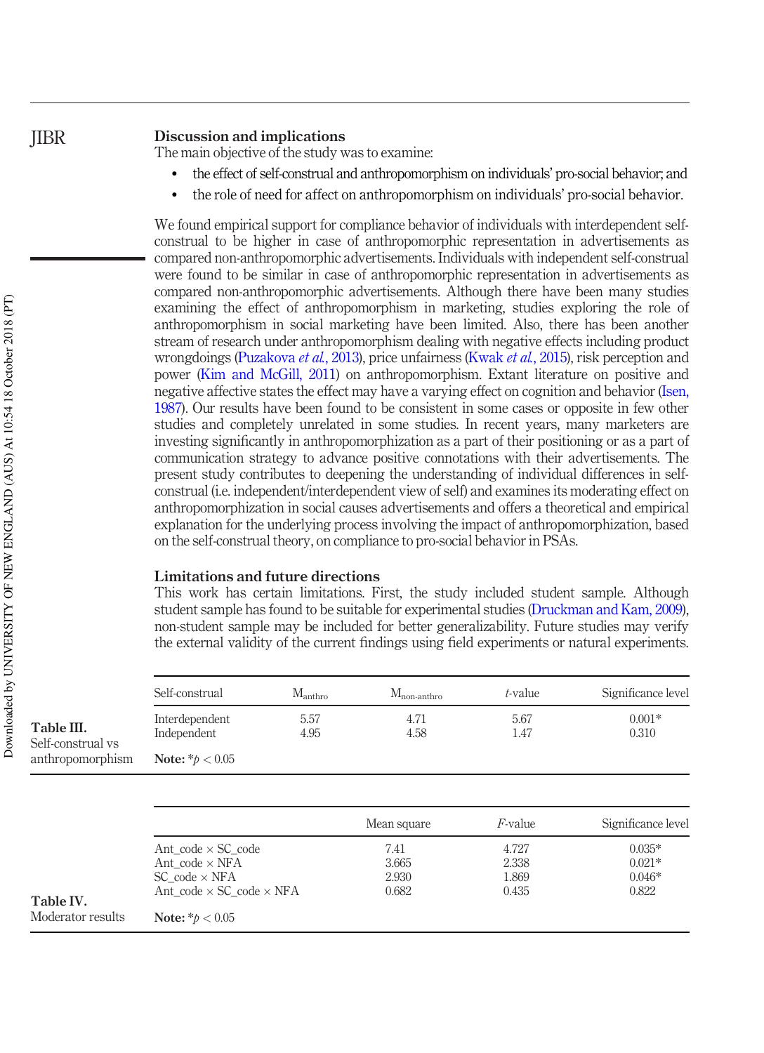## Discussion and implications

The main objective of the study was to examine:

- the effect of self-construal and anthropomorphism on individuals' pro-social behavior; and
- the role of need for affect on anthropomorphism on individuals' pro-social behavior.

We found empirical support for compliance behavior of individuals with interdependent self-construal to be higher in case of anthropomorphic representation in advertisements as compared non-anthropomorphic advertisements. Individuals with independent self-construal were found to be similar in case of anthropomorphic representation in advertisements as compared non-anthropomorphic advertisements. Although there have been many studies examining the effect of anthropomorphism in marketing, studies exploring the role of anthropomorphism in social marketing have been limited. Also, there has been another stream of research under anthropomorphism dealing with negative effects including product wrongdoings (Puzakova *et al.*, 2013), price unfairness (Kwak *et al.*, 2015), risk perception and power (Kim and McGill, 2011) on anthropomorphism. Extant literature on positive and negative affective states the effect may have a varying effect on cognition and behavior (Isen, 1987). Our results have been found to be consistent in some cases or opposite in few other studies and completely unrelated in some studies. In recent years, many marketers are investing significantly in anthropomorphization as a part of their positioning or as a part of communication strategy to advance positive connotations with their advertisements. The present study contributes to deepening the understanding of individual differences in self-construal (i.e. independent/interdependent view of self) and examines its moderating effect on anthropomorphization in social causes advertisements and offers a theoretical and empirical explanation for the underlying process involving the impact of anthropomorphization, based on the self-construal theory, on compliance to pro-social behavior in PSAs.

## Limitations and future directions

This work has certain limitations. First, the study included student sample. Although student sample has found to be suitable for experimental studies (Druckman and Kam, 2009), non-student sample may be included for better generalizability. Future studies may verify the external validity of the current findings using field experiments or natural experiments.

**Table III.** Self-construal vs anthropomorphism

| Self-construal | $M_{anthro}$ | $M_{non\text{-}anthro}$ | *t*-value | Significance level |
|---|---|---|---|---|
| Interdependent | 5.57 | 4.71 | 5.67 | 0.001* |
| Independent | 4.95 | 4.58 | 1.47 | 0.310 |

**Note:** $*p < 0.05$

**Table IV.** Moderator results

| | Mean square | *F*-value | Significance level |
|---|---|---|---|
| Ant_code × SC_code | 7.41 | 4.727 | 0.035* |
| Ant_code × NFA | 3.665 | 2.338 | 0.021* |
| SC_code × NFA | 2.930 | 1.869 | 0.046* |
| Ant_code × SC_code × NFA | 0.682 | 0.435 | 0.822 |

**Note:** $*p < 0.05$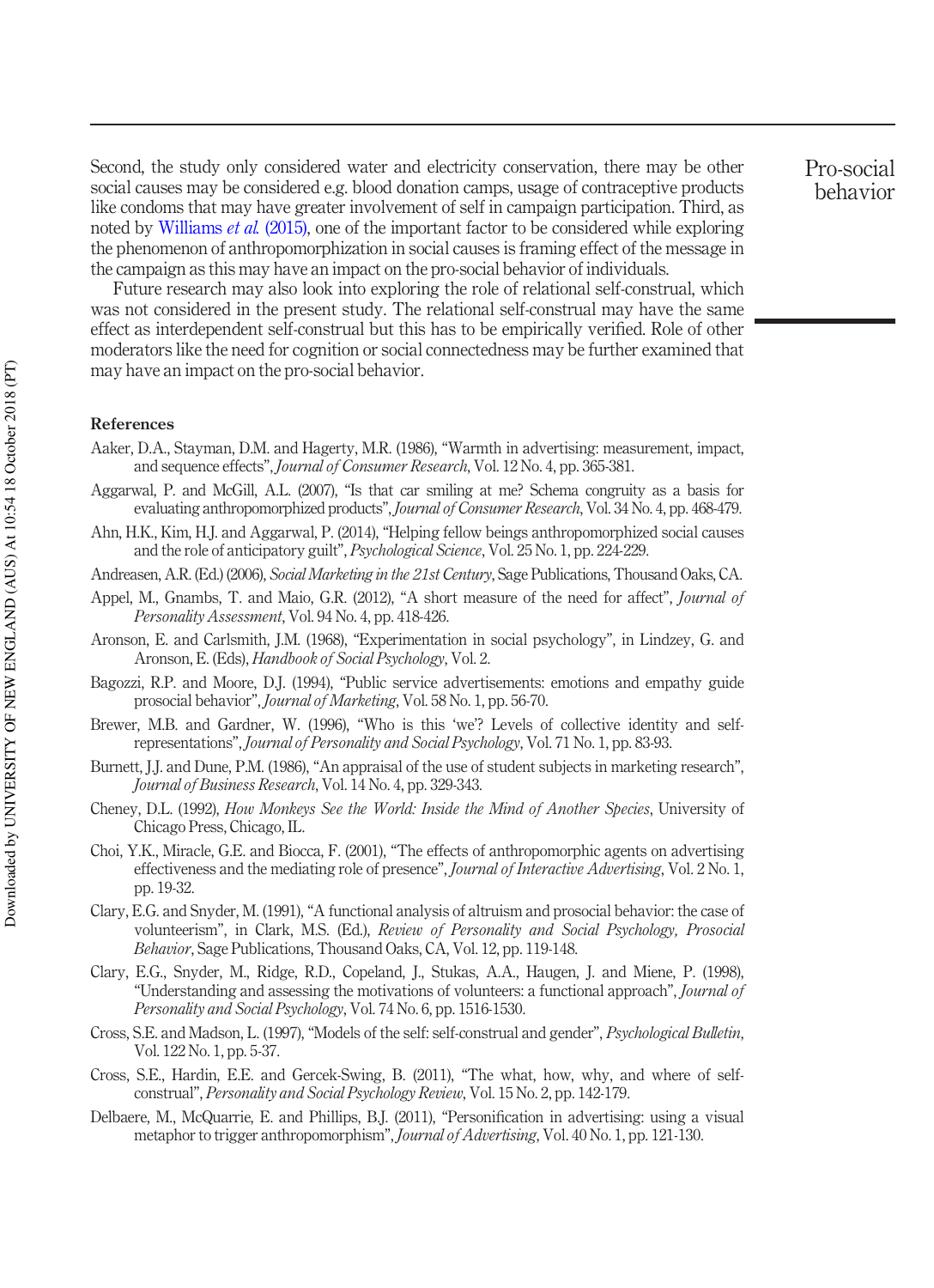Second, the study only considered water and electricity conservation, there may be other social causes may be considered e.g. blood donation camps, usage of contraceptive products like condoms that may have greater involvement of self in campaign participation. Third, as noted by Williams *et al.* (2015), one of the important factor to be considered while exploring the phenomenon of anthropomorphization in social causes is framing effect of the message in the campaign as this may have an impact on the pro-social behavior of individuals.

Future research may also look into exploring the role of relational self-construal, which was not considered in the present study. The relational self-construal may have the same effect as interdependent self-construal but this has to be empirically verified. Role of other moderators like the need for cognition or social connectedness may be further examined that may have an impact on the pro-social behavior.

## References

Aaker, D.A., Stayman, D.M. and Hagerty, M.R. (1986), "Warmth in advertising: measurement, impact, and sequence effects", *Journal of Consumer Research*, Vol. 12 No. 4, pp. 365-381.

Aggarwal, P. and McGill, A.L. (2007), "Is that car smiling at me? Schema congruity as a basis for evaluating anthropomorphized products", *Journal of Consumer Research*, Vol. 34 No. 4, pp. 468-479.

Ahn, H.K., Kim, H.J. and Aggarwal, P. (2014), "Helping fellow beings anthropomorphized social causes and the role of anticipatory guilt", *Psychological Science*, Vol. 25 No. 1, pp. 224-229.

Andreasen, A.R. (Ed.) (2006), *Social Marketing in the 21st Century*, Sage Publications, Thousand Oaks, CA.

Appel, M., Gnambs, T. and Maio, G.R. (2012), "A short measure of the need for affect", *Journal of Personality Assessment*, Vol. 94 No. 4, pp. 418-426.

Aronson, E. and Carlsmith, J.M. (1968), "Experimentation in social psychology", in Lindzey, G. and Aronson, E. (Eds), *Handbook of Social Psychology*, Vol. 2.

Bagozzi, R.P. and Moore, D.J. (1994), "Public service advertisements: emotions and empathy guide prosocial behavior", *Journal of Marketing*, Vol. 58 No. 1, pp. 56-70.

Brewer, M.B. and Gardner, W. (1996), "Who is this 'we'? Levels of collective identity and self-representations", *Journal of Personality and Social Psychology*, Vol. 71 No. 1, pp. 83-93.

Burnett, J.J. and Dune, P.M. (1986), "An appraisal of the use of student subjects in marketing research", *Journal of Business Research*, Vol. 14 No. 4, pp. 329-343.

Cheney, D.L. (1992), *How Monkeys See the World: Inside the Mind of Another Species*, University of Chicago Press, Chicago, IL.

Choi, Y.K., Miracle, G.E. and Biocca, F. (2001), "The effects of anthropomorphic agents on advertising effectiveness and the mediating role of presence", *Journal of Interactive Advertising*, Vol. 2 No. 1, pp. 19-32.

Clary, E.G. and Snyder, M. (1991), "A functional analysis of altruism and prosocial behavior: the case of volunteerism", in Clark, M.S. (Ed.), *Review of Personality and Social Psychology, Prosocial Behavior*, Sage Publications, Thousand Oaks, CA, Vol. 12, pp. 119-148.

Clary, E.G., Snyder, M., Ridge, R.D., Copeland, J., Stukas, A.A., Haugen, J. and Miene, P. (1998), "Understanding and assessing the motivations of volunteers: a functional approach", *Journal of Personality and Social Psychology*, Vol. 74 No. 6, pp. 1516-1530.

Cross, S.E. and Madson, L. (1997), "Models of the self: self-construal and gender", *Psychological Bulletin*, Vol. 122 No. 1, pp. 5-37.

Cross, S.E., Hardin, E.E. and Gercek-Swing, B. (2011), "The what, how, why, and where of self-construal", *Personality and Social Psychology Review*, Vol. 15 No. 2, pp. 142-179.

Delbaere, M., McQuarrie, E. and Phillips, B.J. (2011), "Personification in advertising: using a visual metaphor to trigger anthropomorphism", *Journal of Advertising*, Vol. 40 No. 1, pp. 121-130.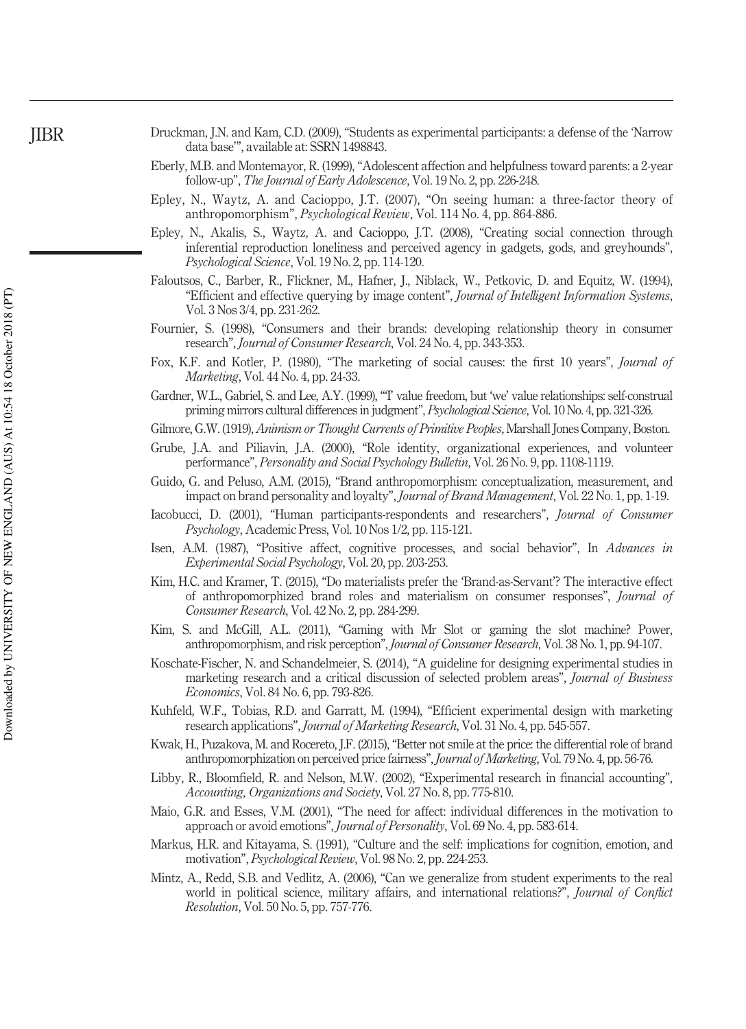Druckman, J.N. and Kam, C.D. (2009), "Students as experimental participants: a defense of the 'Narrow data base'", available at: SSRN 1498843.

Eberly, M.B. and Montemayor, R. (1999), "Adolescent affection and helpfulness toward parents: a 2-year follow-up", *The Journal of Early Adolescence*, Vol. 19 No. 2, pp. 226-248.

Epley, N., Waytz, A. and Cacioppo, J.T. (2007), "On seeing human: a three-factor theory of anthropomorphism", *Psychological Review*, Vol. 114 No. 4, pp. 864-886.

Epley, N., Akalis, S., Waytz, A. and Cacioppo, J.T. (2008), "Creating social connection through inferential reproduction loneliness and perceived agency in gadgets, gods, and greyhounds", *Psychological Science*, Vol. 19 No. 2, pp. 114-120.

Faloutsos, C., Barber, R., Flickner, M., Hafner, J., Niblack, W., Petkovic, D. and Equitz, W. (1994), "Efficient and effective querying by image content", *Journal of Intelligent Information Systems*, Vol. 3 Nos 3/4, pp. 231-262.

Fournier, S. (1998), "Consumers and their brands: developing relationship theory in consumer research", *Journal of Consumer Research*, Vol. 24 No. 4, pp. 343-353.

Fox, K.F. and Kotler, P. (1980), "The marketing of social causes: the first 10 years", *Journal of Marketing*, Vol. 44 No. 4, pp. 24-33.

Gardner, W.L., Gabriel, S. and Lee, A.Y. (1999), "'I' value freedom, but 'we' value relationships: self-construal priming mirrors cultural differences in judgment", *Psychological Science*, Vol. 10 No. 4, pp. 321-326.

Gilmore, G.W. (1919), *Animism or Thought Currents of Primitive Peoples*, Marshall Jones Company, Boston.

Grube, J.A. and Piliavin, J.A. (2000), "Role identity, organizational experiences, and volunteer performance", *Personality and Social Psychology Bulletin*, Vol. 26 No. 9, pp. 1108-1119.

Guido, G. and Peluso, A.M. (2015), "Brand anthropomorphism: conceptualization, measurement, and impact on brand personality and loyalty", *Journal of Brand Management*, Vol. 22 No. 1, pp. 1-19.

Iacobucci, D. (2001), "Human participants-respondents and researchers", *Journal of Consumer Psychology*, Academic Press, Vol. 10 Nos 1/2, pp. 115-121.

Isen, A.M. (1987), "Positive affect, cognitive processes, and social behavior", In *Advances in Experimental Social Psychology*, Vol. 20, pp. 203-253.

Kim, H.C. and Kramer, T. (2015), "Do materialists prefer the 'Brand-as-Servant'? The interactive effect of anthropomorphized brand roles and materialism on consumer responses", *Journal of Consumer Research*, Vol. 42 No. 2, pp. 284-299.

Kim, S. and McGill, A.L. (2011), "Gaming with Mr Slot or gaming the slot machine? Power, anthropomorphism, and risk perception", *Journal of Consumer Research*, Vol. 38 No. 1, pp. 94-107.

Koschate-Fischer, N. and Schandelmeier, S. (2014), "A guideline for designing experimental studies in marketing research and a critical discussion of selected problem areas", *Journal of Business Economics*, Vol. 84 No. 6, pp. 793-826.

Kuhfeld, W.F., Tobias, R.D. and Garratt, M. (1994), "Efficient experimental design with marketing research applications", *Journal of Marketing Research*, Vol. 31 No. 4, pp. 545-557.

Kwak, H., Puzakova, M. and Rocereto, J.F. (2015), "Better not smile at the price: the differential role of brand anthropomorphization on perceived price fairness", *Journal of Marketing*, Vol. 79 No. 4, pp. 56-76.

Libby, R., Bloomfield, R. and Nelson, M.W. (2002), "Experimental research in financial accounting", *Accounting, Organizations and Society*, Vol. 27 No. 8, pp. 775-810.

Maio, G.R. and Esses, V.M. (2001), "The need for affect: individual differences in the motivation to approach or avoid emotions", *Journal of Personality*, Vol. 69 No. 4, pp. 583-614.

Markus, H.R. and Kitayama, S. (1991), "Culture and the self: implications for cognition, emotion, and motivation", *Psychological Review*, Vol. 98 No. 2, pp. 224-253.

Mintz, A., Redd, S.B. and Vedlitz, A. (2006), "Can we generalize from student experiments to the real world in political science, military affairs, and international relations?", *Journal of Conflict Resolution*, Vol. 50 No. 5, pp. 757-776.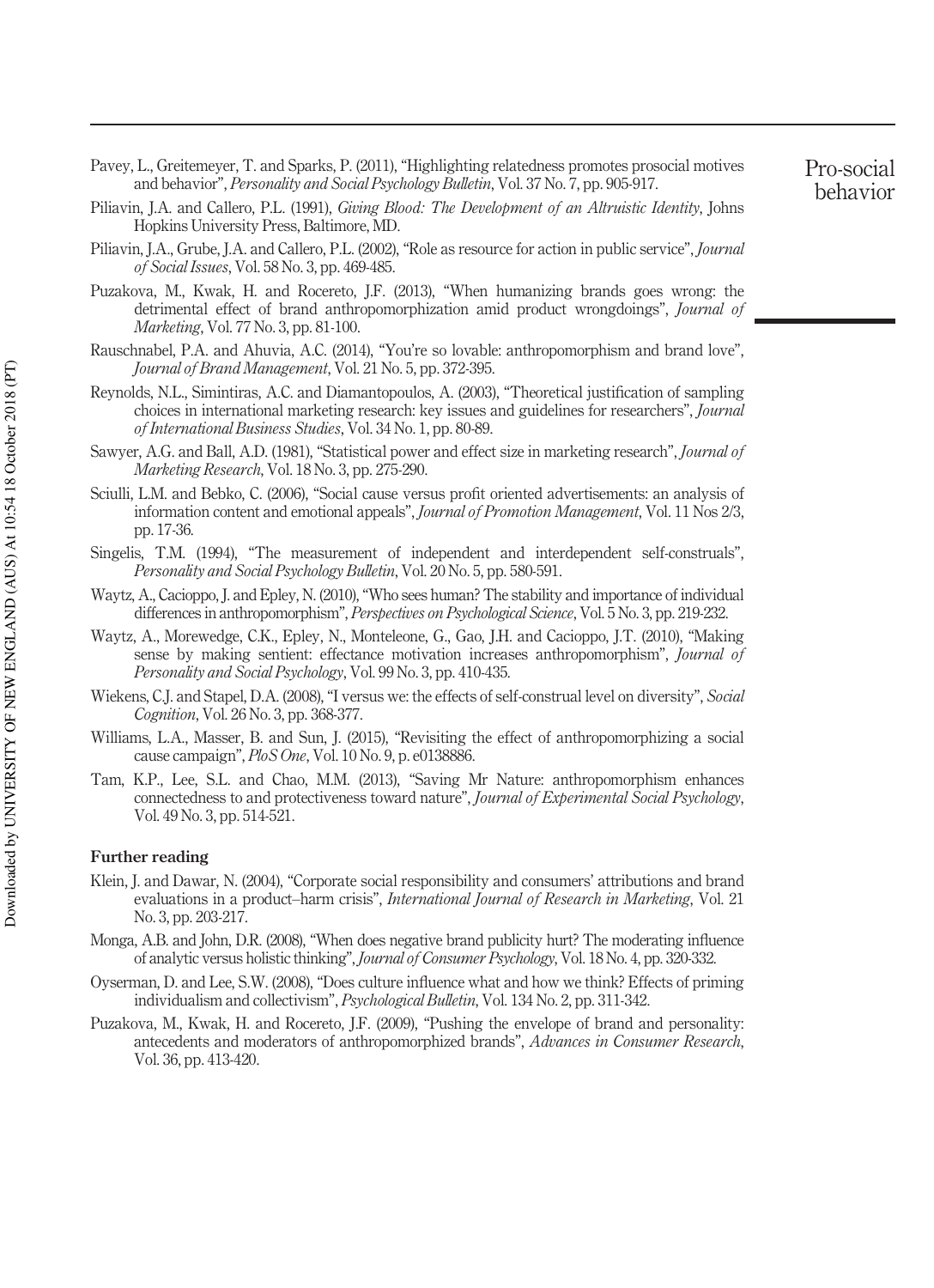Pavey, L., Greitemeyer, T. and Sparks, P. (2011), "Highlighting relatedness promotes prosocial motives and behavior", *Personality and Social Psychology Bulletin*, Vol. 37 No. 7, pp. 905-917.

Piliavin, J.A. and Callero, P.L. (1991), *Giving Blood: The Development of an Altruistic Identity*, Johns Hopkins University Press, Baltimore, MD.

Piliavin, J.A., Grube, J.A. and Callero, P.L. (2002), "Role as resource for action in public service", *Journal of Social Issues*, Vol. 58 No. 3, pp. 469-485.

Puzakova, M., Kwak, H. and Rocereto, J.F. (2013), "When humanizing brands goes wrong: the detrimental effect of brand anthropomorphization amid product wrongdoings", *Journal of Marketing*, Vol. 77 No. 3, pp. 81-100.

Rauschnabel, P.A. and Ahuvia, A.C. (2014), "You're so lovable: anthropomorphism and brand love", *Journal of Brand Management*, Vol. 21 No. 5, pp. 372-395.

Reynolds, N.L., Simintiras, A.C. and Diamantopoulos, A. (2003), "Theoretical justification of sampling choices in international marketing research: key issues and guidelines for researchers", *Journal of International Business Studies*, Vol. 34 No. 1, pp. 80-89.

Sawyer, A.G. and Ball, A.D. (1981), "Statistical power and effect size in marketing research", *Journal of Marketing Research*, Vol. 18 No. 3, pp. 275-290.

Sciulli, L.M. and Bebko, C. (2006), "Social cause versus profit oriented advertisements: an analysis of information content and emotional appeals", *Journal of Promotion Management*, Vol. 11 Nos 2/3, pp. 17-36.

Singelis, T.M. (1994), "The measurement of independent and interdependent self-construals", *Personality and Social Psychology Bulletin*, Vol. 20 No. 5, pp. 580-591.

Waytz, A., Cacioppo, J. and Epley, N. (2010), "Who sees human? The stability and importance of individual differences in anthropomorphism", *Perspectives on Psychological Science*, Vol. 5 No. 3, pp. 219-232.

Waytz, A., Morewedge, C.K., Epley, N., Monteleone, G., Gao, J.H. and Cacioppo, J.T. (2010), "Making sense by making sentient: effectance motivation increases anthropomorphism", *Journal of Personality and Social Psychology*, Vol. 99 No. 3, pp. 410-435.

Wiekens, C.J. and Stapel, D.A. (2008), "I versus we: the effects of self-construal level on diversity", *Social Cognition*, Vol. 26 No. 3, pp. 368-377.

Williams, L.A., Masser, B. and Sun, J. (2015), "Revisiting the effect of anthropomorphizing a social cause campaign", *PloS One*, Vol. 10 No. 9, p. e0138886.

Tam, K.P., Lee, S.L. and Chao, M.M. (2013), "Saving Mr Nature: anthropomorphism enhances connectedness to and protectiveness toward nature", *Journal of Experimental Social Psychology*, Vol. 49 No. 3, pp. 514-521.

### Further reading

Klein, J. and Dawar, N. (2004), "Corporate social responsibility and consumers' attributions and brand evaluations in a product–harm crisis", *International Journal of Research in Marketing*, Vol. 21 No. 3, pp. 203-217.

Monga, A.B. and John, D.R. (2008), "When does negative brand publicity hurt? The moderating influence of analytic versus holistic thinking", *Journal of Consumer Psychology*, Vol. 18 No. 4, pp. 320-332.

Oyserman, D. and Lee, S.W. (2008), "Does culture influence what and how we think? Effects of priming individualism and collectivism", *Psychological Bulletin*, Vol. 134 No. 2, pp. 311-342.

Puzakova, M., Kwak, H. and Rocereto, J.F. (2009), "Pushing the envelope of brand and personality: antecedents and moderators of anthropomorphized brands", *Advances in Consumer Research*, Vol. 36, pp. 413-420.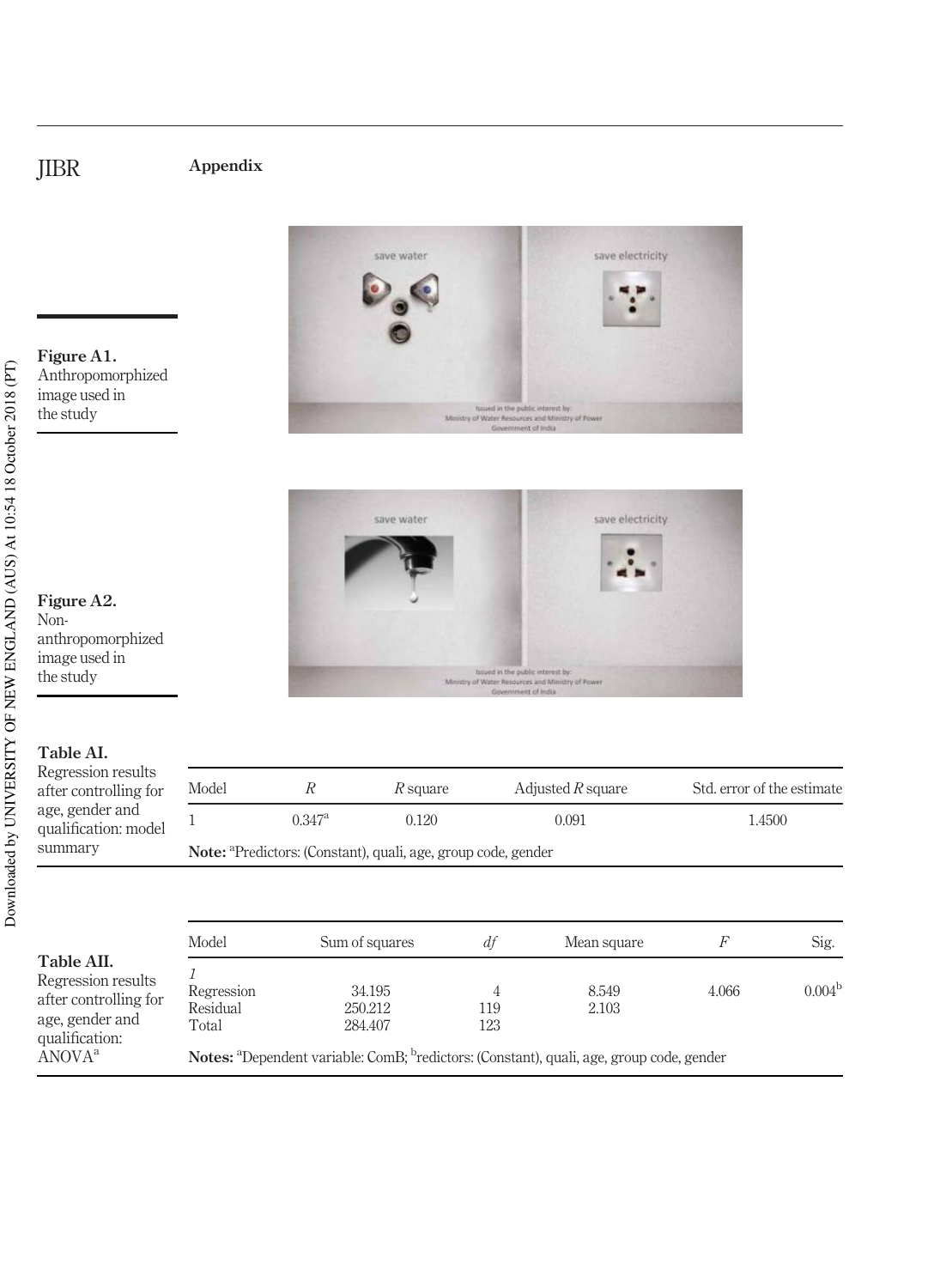## Appendix

**Figure A1.** Anthropomorphized image used in the study

**Figure A2.** Non-anthropomorphized image used in the study

**Table AI.** Regression results after controlling for age, gender and qualification: model summary

| Model | $R$ | $R$ square | Adjusted $R$ square | Std. error of the estimate |
|---|---|---|---|---|
| 1 | 0.347[a] | 0.120 | 0.091 | 1.4500 |

**Note:** [a]Predictors: (Constant), quali, age, group code, gender

**Table AII.** Regression results after controlling for age, gender and qualification: ANOVA[a]

| Model | Sum of squares | *df* | Mean square | $F$ | Sig. |
|---|---|---|---|---|---|
| *1* | | | | | |
| Regression | 34.195 | 4 | 8.549 | 4.066 | 0.004[b] |
| Residual | 250.212 | 119 | 2.103 | | |
| Total | 284.407 | 123 | | | |

**Notes:** [a]Dependent variable: ComB; [b]redictors: (Constant), quali, age, group code, gender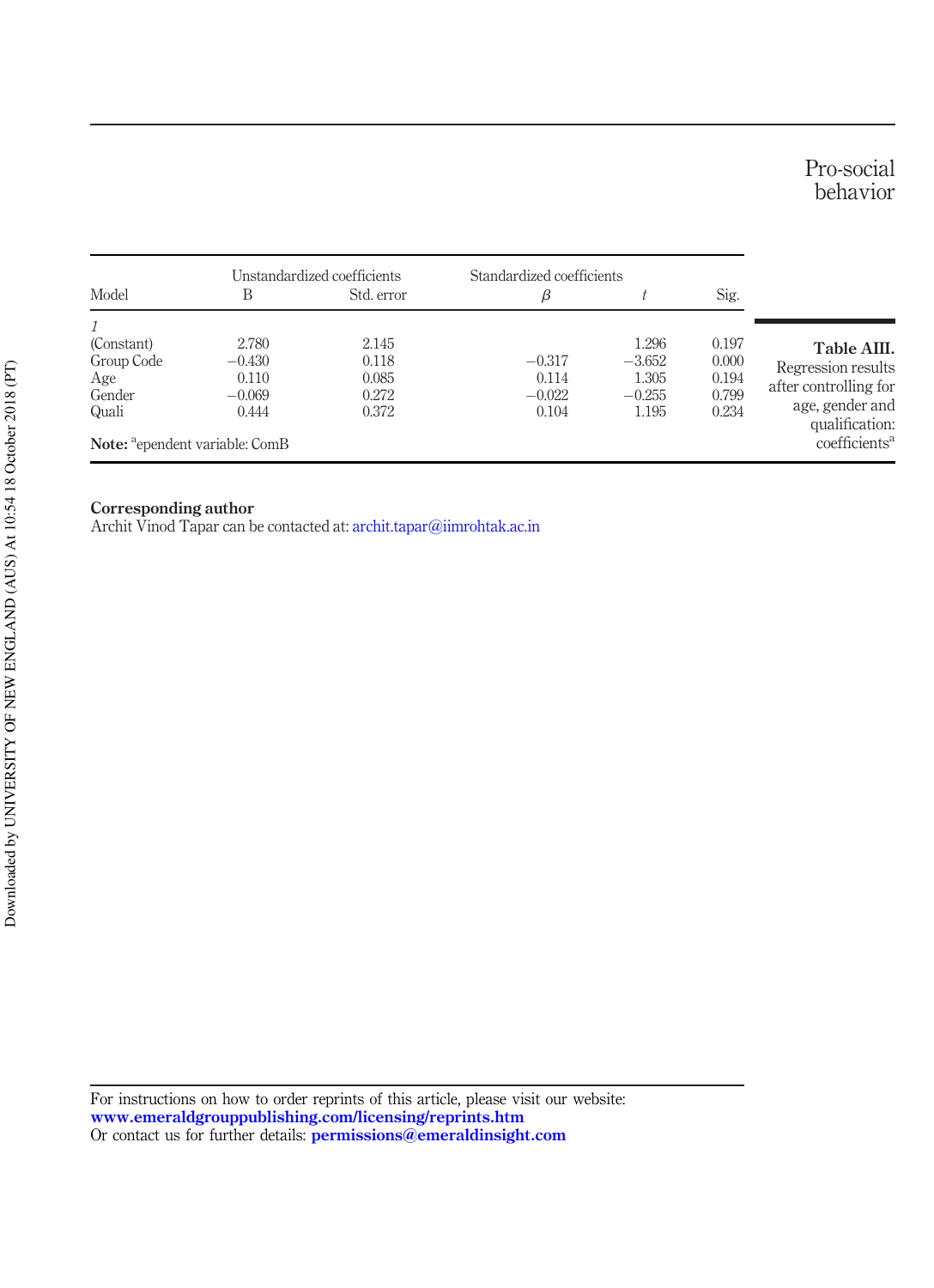**Table AIII.** Regression results after controlling for age, gender and qualification: coefficients[a]

| Model | Unstandardized coefficients B | Std. error | Standardized coefficients β | t | Sig. |
|---|---|---|---|---|---|
| *1* | | | | | |
| (Constant) | 2.780 | 2.145 | | 1.296 | 0.197 |
| Group Code | −0.430 | 0.118 | −0.317 | −3.652 | 0.000 |
| Age | 0.110 | 0.085 | 0.114 | 1.305 | 0.194 |
| Gender | −0.069 | 0.272 | −0.022 | −0.255 | 0.799 |
| Quali | 0.444 | 0.372 | 0.104 | 1.195 | 0.234 |

**Note:** [a]ependent variable: ComB

**Corresponding author**
Archit Vinod Tapar can be contacted at: archit.tapar@iimrohtak.ac.in

For instructions on how to order reprints of this article, please visit our website:
**www.emeraldgrouppublishing.com/licensing/reprints.htm**
Or contact us for further details: **permissions@emeraldinsight.com**